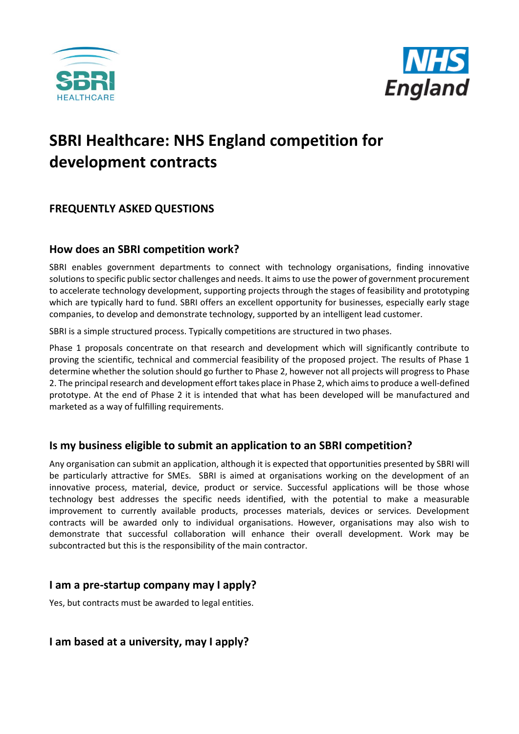# SBRI Healthcare: NHS England competition for development contracts

## FREQUENTLY ASKED QUESTIONS

### How does an SBRI competition work?

SBRI enables government departments to connect with technology organisations, finding innovative solutions to specific public sector challenges and needs. It aims to use the power of government procurement to accelerate technology development, supporting projects through the stages of feasibility and prototyping which are typically hard to fund. SBRI offers an excellent opportunity for businesses, especially early stage companies, to develop and demonstrate technology, supported by an intelligent lead customer.

SBRI is a simple structured process. Typically competitions are structured in two phases.

Phase 1 proposals concentrate on that research and development which will significantly contribute to proving the scientific, technical and commercial feasibility of the proposed project. The results of Phase 1 determine whether the solution should go further to Phase 2, however not all projects will progress to Phase 2. The principal research and development effort takes place in Phase 2, which aims to produce a well-defined prototype. At the end of Phase 2 it is intended that what has been developed will be manufactured and marketed as a way of fulfilling requirements.

### Is my business eligible to submit an application to an SBRI competition?

Any organisation can submit an application, although it is expected that opportunities presented by SBRI will be particularly attractive for SMEs. SBRI is aimed at organisations working on the development of an innovative process, material, device, product or service. Successful applications will be those whose technology best addresses the specific needs identified, with the potential to make a measurable improvement to currently available products, processes materials, devices or services. Development contracts will be awarded only to individual organisations. However, organisations may also wish to demonstrate that successful collaboration will enhance their overall development. Work may be subcontracted but this is the responsibility of the main contractor.

### I am a pre-startup company may I apply?

Yes, but contracts must be awarded to legal entities.

### I am based at a university, may I apply?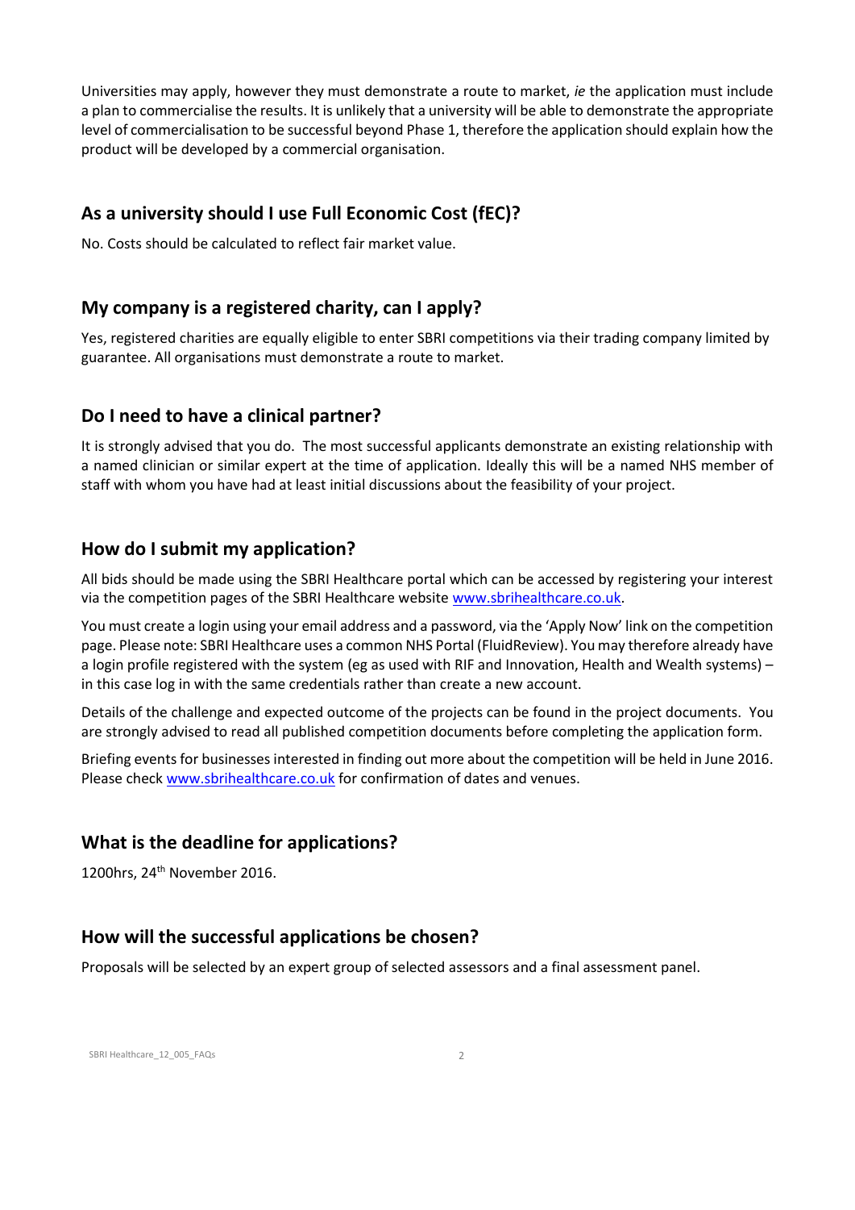Universities may apply, however they must demonstrate a route to market, *ie* the application must include a plan to commercialise the results. It is unlikely that a university will be able to demonstrate the appropriate level of commercialisation to be successful beyond Phase 1, therefore the application should explain how the product will be developed by a commercial organisation.

## As a university should I use Full Economic Cost (fEC)?

No. Costs should be calculated to reflect fair market value.

## My company is a registered charity, can I apply?

Yes, registered charities are equally eligible to enter SBRI competitions via their trading company limited by guarantee. All organisations must demonstrate a route to market.

## Do I need to have a clinical partner?

It is strongly advised that you do. The most successful applicants demonstrate an existing relationship with a named clinician or similar expert at the time of application. Ideally this will be a named NHS member of staff with whom you have had at least initial discussions about the feasibility of your project.

## How do I submit my application?

All bids should be made using the SBRI Healthcare portal which can be accessed by registering your interest via the competition pages of the SBRI Healthcare website [www.sbrihealthcare.co.uk](www.sbrihealthcare.co.uk).

You must create a login using your email address and a password, via the 'Apply Now' link on the competition page. Please note: SBRI Healthcare uses a common NHS Portal (FluidReview). You may therefore already have a login profile registered with the system (eg as used with RIF and Innovation, Health and Wealth systems) – in this case log in with the same credentials rather than create a new account.

Details of the challenge and expected outcome of the projects can be found in the project documents. You are strongly advised to read all published competition documents before completing the application form.

Briefing events for businesses interested in finding out more about the competition will be held in June 2016. Please check [www.sbrihealthcare.co.uk](www.sbrihealthcare.co.uk) for confirmation of dates and venues.

## What is the deadline for applications?

1200hrs, 24th November 2016.

## How will the successful applications be chosen?

Proposals will be selected by an expert group of selected assessors and a final assessment panel.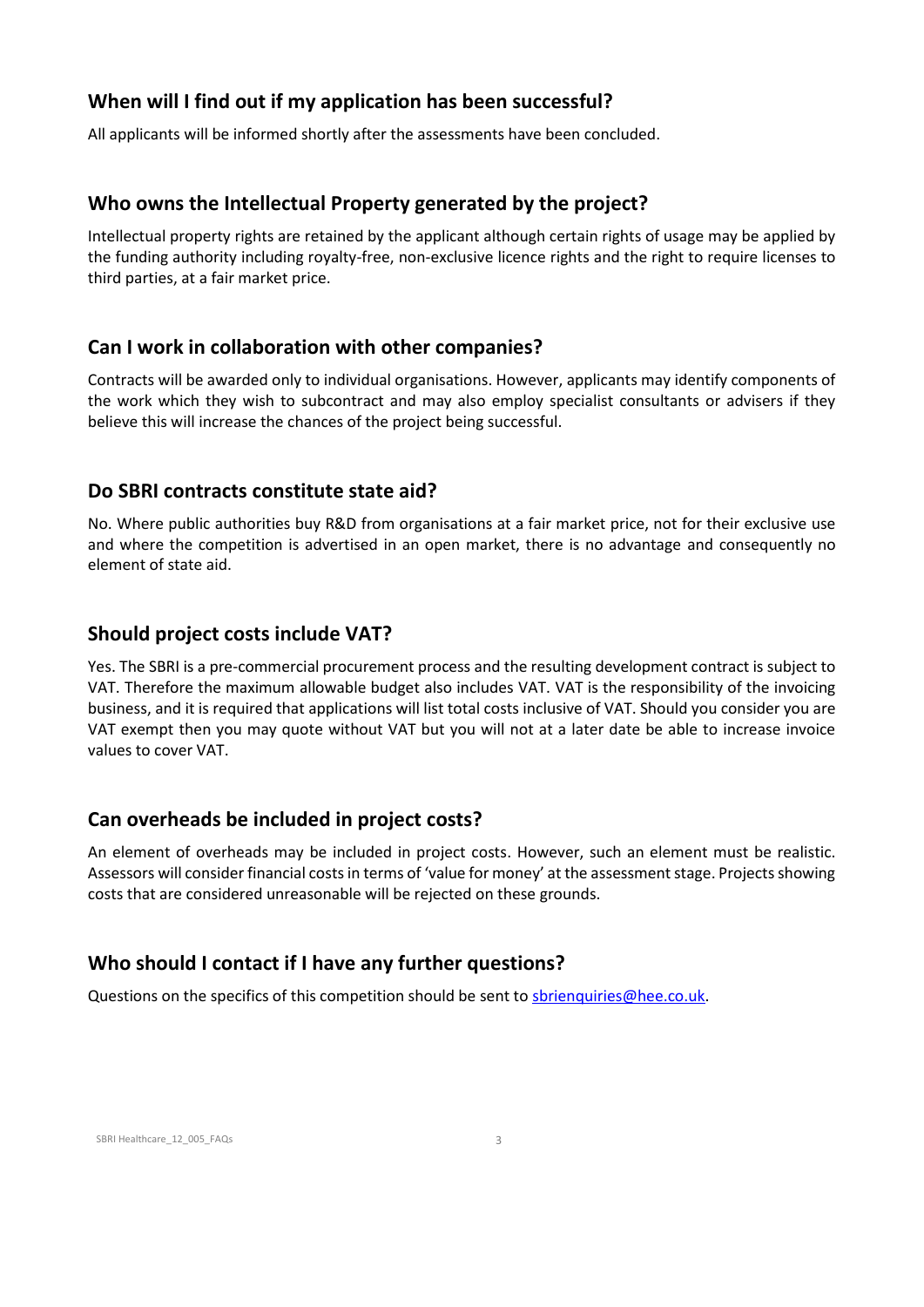## When will I find out if my application has been successful?

All applicants will be informed shortly after the assessments have been concluded.

## Who owns the Intellectual Property generated by the project?

Intellectual property rights are retained by the applicant although certain rights of usage may be applied by the funding authority including royalty-free, non-exclusive licence rights and the right to require licenses to third parties, at a fair market price.

## Can I work in collaboration with other companies?

Contracts will be awarded only to individual organisations. However, applicants may identify components of the work which they wish to subcontract and may also employ specialist consultants or advisers if they believe this will increase the chances of the project being successful.

## Do SBRI contracts constitute state aid?

No. Where public authorities buy R&D from organisations at a fair market price, not for their exclusive use and where the competition is advertised in an open market, there is no advantage and consequently no element of state aid.

## Should project costs include VAT?

Yes. The SBRI is a pre-commercial procurement process and the resulting development contract is subject to VAT. Therefore the maximum allowable budget also includes VAT. VAT is the responsibility of the invoicing business, and it is required that applications will list total costs inclusive of VAT. Should you consider you are VAT exempt then you may quote without VAT but you will not at a later date be able to increase invoice values to cover VAT.

## Can overheads be included in project costs?

An element of overheads may be included in project costs. However, such an element must be realistic. Assessors will consider financial costs in terms of 'value for money' at the assessment stage. Projects showing costs that are considered unreasonable will be rejected on these grounds.

## Who should I contact if I have any further questions?

Questions on the specifics of this competition should be sent to [sbrienquiries@hee.co.uk](mailto:sbrienquiries@hee.co.uk).